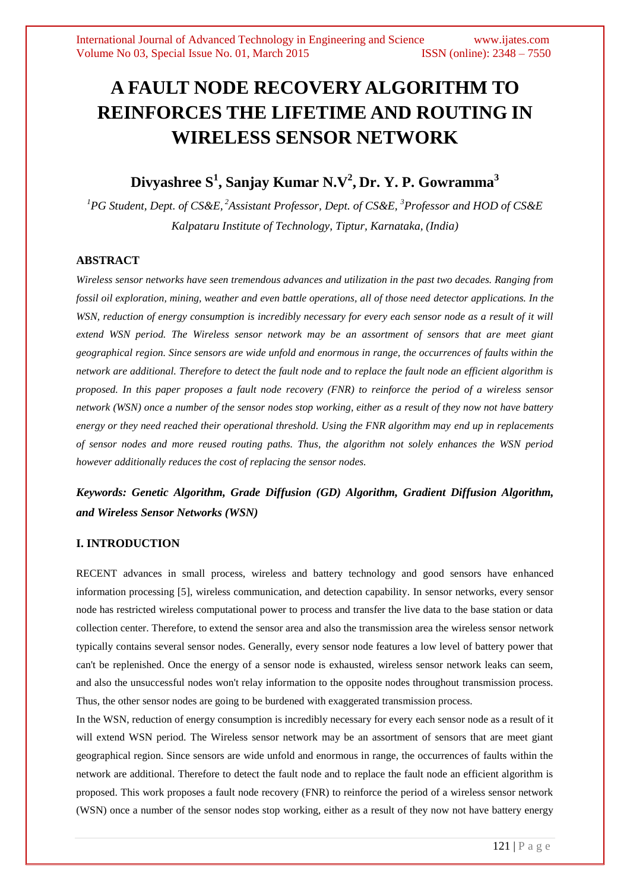# A FAULT NODE RECOVERY ALGORITHM TO REINFORCES THE LIFETIME AND ROUTING IN WIRELESS SENSOR NETWORK

## Divyashree S[1], Sanjay Kumar N.V[2], Dr. Y. P. Gowramma[3]

*[1]PG Student, Dept. of CS&E, [2]Assistant Professor, Dept. of CS&E, [3]Professor and HOD of CS&E Kalpataru Institute of Technology, Tiptur, Karnataka, (India)*

### ABSTRACT

*Wireless sensor networks have seen tremendous advances and utilization in the past two decades. Ranging from fossil oil exploration, mining, weather and even battle operations, all of those need detector applications. In the WSN, reduction of energy consumption is incredibly necessary for every each sensor node as a result of it will extend WSN period. The Wireless sensor network may be an assortment of sensors that are meet giant geographical region. Since sensors are wide unfold and enormous in range, the occurrences of faults within the network are additional. Therefore to detect the fault node and to replace the fault node an efficient algorithm is proposed. In this paper proposes a fault node recovery (FNR) to reinforce the period of a wireless sensor network (WSN) once a number of the sensor nodes stop working, either as a result of they now not have battery energy or they need reached their operational threshold. Using the FNR algorithm may end up in replacements of sensor nodes and more reused routing paths. Thus, the algorithm not solely enhances the WSN period however additionally reduces the cost of replacing the sensor nodes.*

***Keywords: Genetic Algorithm, Grade Diffusion (GD) Algorithm, Gradient Diffusion Algorithm, and Wireless Sensor Networks (WSN)***

### I. INTRODUCTION

RECENT advances in small process, wireless and battery technology and good sensors have enhanced information processing [5], wireless communication, and detection capability. In sensor networks, every sensor node has restricted wireless computational power to process and transfer the live data to the base station or data collection center. Therefore, to extend the sensor area and also the transmission area the wireless sensor network typically contains several sensor nodes. Generally, every sensor node features a low level of battery power that can't be replenished. Once the energy of a sensor node is exhausted, wireless sensor network leaks can seem, and also the unsuccessful nodes won't relay information to the opposite nodes throughout transmission process. Thus, the other sensor nodes are going to be burdened with exaggerated transmission process.

In the WSN, reduction of energy consumption is incredibly necessary for every each sensor node as a result of it will extend WSN period. The Wireless sensor network may be an assortment of sensors that are meet giant geographical region. Since sensors are wide unfold and enormous in range, the occurrences of faults within the network are additional. Therefore to detect the fault node and to replace the fault node an efficient algorithm is proposed. This work proposes a fault node recovery (FNR) to reinforce the period of a wireless sensor network (WSN) once a number of the sensor nodes stop working, either as a result of they now not have battery energy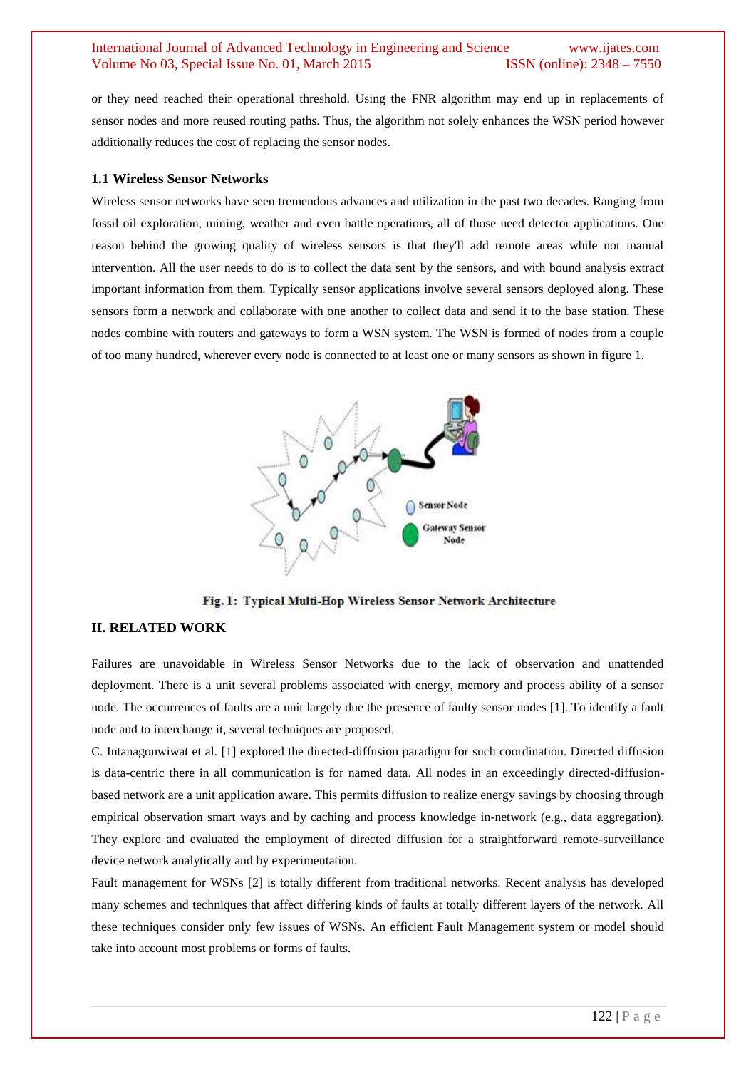or they need reached their operational threshold. Using the FNR algorithm may end up in replacements of sensor nodes and more reused routing paths. Thus, the algorithm not solely enhances the WSN period however additionally reduces the cost of replacing the sensor nodes.

### 1.1 Wireless Sensor Networks

Wireless sensor networks have seen tremendous advances and utilization in the past two decades. Ranging from fossil oil exploration, mining, weather and even battle operations, all of those need detector applications. One reason behind the growing quality of wireless sensors is that they'll add remote areas while not manual intervention. All the user needs to do is to collect the data sent by the sensors, and with bound analysis extract important information from them. Typically sensor applications involve several sensors deployed along. These sensors form a network and collaborate with one another to collect data and send it to the base station. These nodes combine with routers and gateways to form a WSN system. The WSN is formed of nodes from a couple of too many hundred, wherever every node is connected to at least one or many sensors as shown in figure 1.

**Fig. 1: Typical Multi-Hop Wireless Sensor Network Architecture**

## II. RELATED WORK

Failures are unavoidable in Wireless Sensor Networks due to the lack of observation and unattended deployment. There is a unit several problems associated with energy, memory and process ability of a sensor node. The occurrences of faults are a unit largely due the presence of faulty sensor nodes [1]. To identify a fault node and to interchange it, several techniques are proposed.

C. Intanagonwiwat et al. [1] explored the directed-diffusion paradigm for such coordination. Directed diffusion is data-centric there in all communication is for named data. All nodes in an exceedingly directed-diffusion-based network are a unit application aware. This permits diffusion to realize energy savings by choosing through empirical observation smart ways and by caching and process knowledge in-network (e.g., data aggregation). They explore and evaluated the employment of directed diffusion for a straightforward remote-surveillance device network analytically and by experimentation.

Fault management for WSNs [2] is totally different from traditional networks. Recent analysis has developed many schemes and techniques that affect differing kinds of faults at totally different layers of the network. All these techniques consider only few issues of WSNs. An efficient Fault Management system or model should take into account most problems or forms of faults.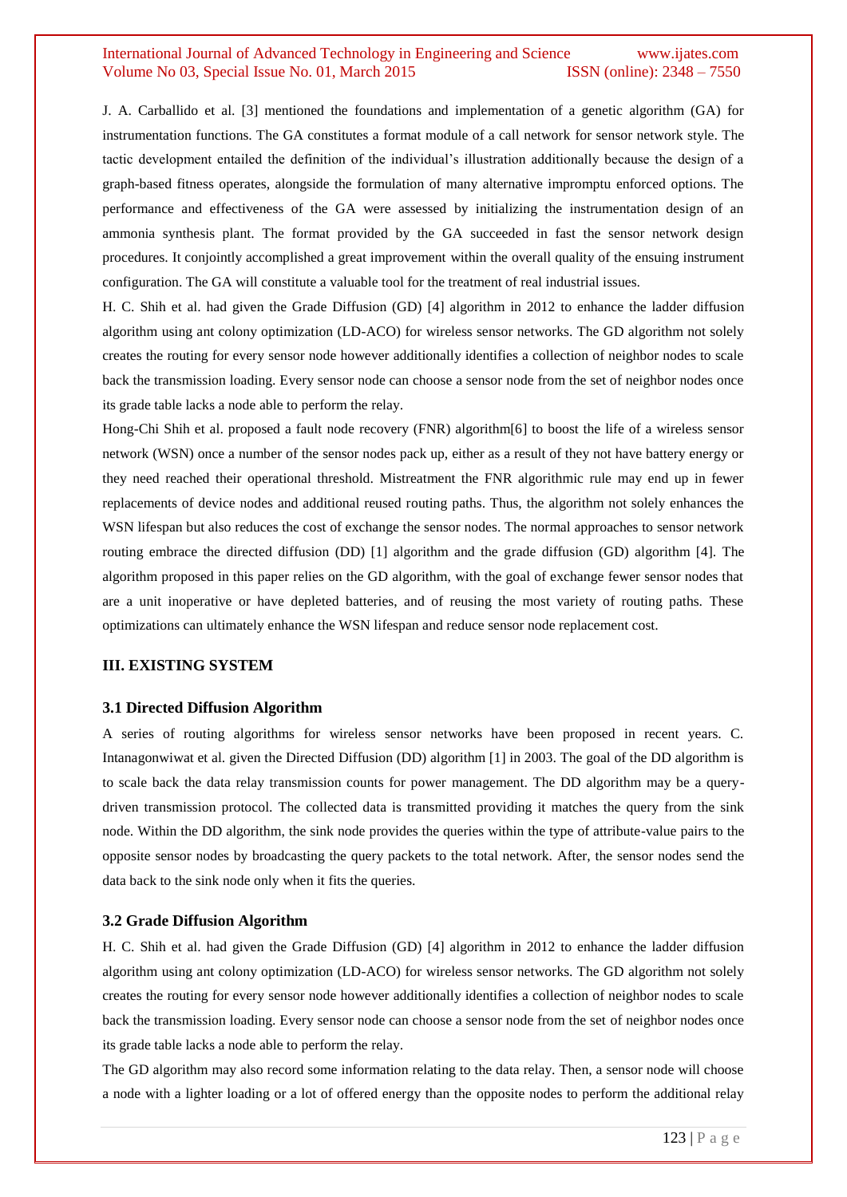J. A. Carballido et al. [3] mentioned the foundations and implementation of a genetic algorithm (GA) for instrumentation functions. The GA constitutes a format module of a call network for sensor network style. The tactic development entailed the definition of the individual's illustration additionally because the design of a graph-based fitness operates, alongside the formulation of many alternative impromptu enforced options. The performance and effectiveness of the GA were assessed by initializing the instrumentation design of an ammonia synthesis plant. The format provided by the GA succeeded in fast the sensor network design procedures. It conjointly accomplished a great improvement within the overall quality of the ensuing instrument configuration. The GA will constitute a valuable tool for the treatment of real industrial issues.

H. C. Shih et al. had given the Grade Diffusion (GD) [4] algorithm in 2012 to enhance the ladder diffusion algorithm using ant colony optimization (LD-ACO) for wireless sensor networks. The GD algorithm not solely creates the routing for every sensor node however additionally identifies a collection of neighbor nodes to scale back the transmission loading. Every sensor node can choose a sensor node from the set of neighbor nodes once its grade table lacks a node able to perform the relay.

Hong-Chi Shih et al. proposed a fault node recovery (FNR) algorithm[6] to boost the life of a wireless sensor network (WSN) once a number of the sensor nodes pack up, either as a result of they not have battery energy or they need reached their operational threshold. Mistreatment the FNR algorithmic rule may end up in fewer replacements of device nodes and additional reused routing paths. Thus, the algorithm not solely enhances the WSN lifespan but also reduces the cost of exchange the sensor nodes. The normal approaches to sensor network routing embrace the directed diffusion (DD) [1] algorithm and the grade diffusion (GD) algorithm [4]. The algorithm proposed in this paper relies on the GD algorithm, with the goal of exchange fewer sensor nodes that are a unit inoperative or have depleted batteries, and of reusing the most variety of routing paths. These optimizations can ultimately enhance the WSN lifespan and reduce sensor node replacement cost.

## III. EXISTING SYSTEM

### 3.1 Directed Diffusion Algorithm

A series of routing algorithms for wireless sensor networks have been proposed in recent years. C. Intanagonwiwat et al. given the Directed Diffusion (DD) algorithm [1] in 2003. The goal of the DD algorithm is to scale back the data relay transmission counts for power management. The DD algorithm may be a query-driven transmission protocol. The collected data is transmitted providing it matches the query from the sink node. Within the DD algorithm, the sink node provides the queries within the type of attribute-value pairs to the opposite sensor nodes by broadcasting the query packets to the total network. After, the sensor nodes send the data back to the sink node only when it fits the queries.

### 3.2 Grade Diffusion Algorithm

H. C. Shih et al. had given the Grade Diffusion (GD) [4] algorithm in 2012 to enhance the ladder diffusion algorithm using ant colony optimization (LD-ACO) for wireless sensor networks. The GD algorithm not solely creates the routing for every sensor node however additionally identifies a collection of neighbor nodes to scale back the transmission loading. Every sensor node can choose a sensor node from the set of neighbor nodes once its grade table lacks a node able to perform the relay.

The GD algorithm may also record some information relating to the data relay. Then, a sensor node will choose a node with a lighter loading or a lot of offered energy than the opposite nodes to perform the additional relay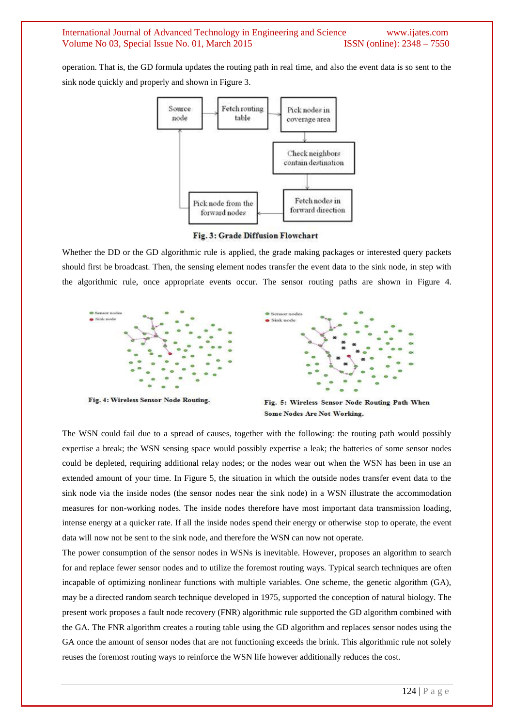operation. That is, the GD formula updates the routing path in real time, and also the event data is so sent to the sink node quickly and properly and shown in Figure 3.

**Fig. 3: Grade Diffusion Flowchart**

Whether the DD or the GD algorithmic rule is applied, the grade making packages or interested query packets should first be broadcast. Then, the sensing element nodes transfer the event data to the sink node, in step with the algorithmic rule, once appropriate events occur. The sensor routing paths are shown in Figure 4.

**Fig. 4: Wireless Sensor Node Routing.**

**Fig. 5: Wireless Sensor Node Routing Path When Some Nodes Are Not Working.**

The WSN could fail due to a spread of causes, together with the following: the routing path would possibly expertise a break; the WSN sensing space would possibly expertise a leak; the batteries of some sensor nodes could be depleted, requiring additional relay nodes; or the nodes wear out when the WSN has been in use an extended amount of your time. In Figure 5, the situation in which the outside nodes transfer event data to the sink node via the inside nodes (the sensor nodes near the sink node) in a WSN illustrate the accommodation measures for non-working nodes. The inside nodes therefore have most important data transmission loading, intense energy at a quicker rate. If all the inside nodes spend their energy or otherwise stop to operate, the event data will now not be sent to the sink node, and therefore the WSN can now not operate.

The power consumption of the sensor nodes in WSNs is inevitable. However, proposes an algorithm to search for and replace fewer sensor nodes and to utilize the foremost routing ways. Typical search techniques are often incapable of optimizing nonlinear functions with multiple variables. One scheme, the genetic algorithm (GA), may be a directed random search technique developed in 1975, supported the conception of natural biology. The present work proposes a fault node recovery (FNR) algorithmic rule supported the GD algorithm combined with the GA. The FNR algorithm creates a routing table using the GD algorithm and replaces sensor nodes using the GA once the amount of sensor nodes that are not functioning exceeds the brink. This algorithmic rule not solely reuses the foremost routing ways to reinforce the WSN life however additionally reduces the cost.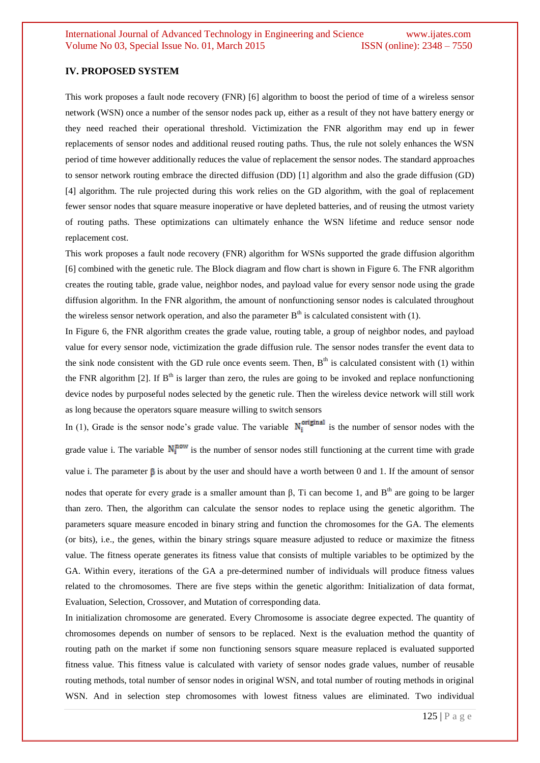## IV. PROPOSED SYSTEM

This work proposes a fault node recovery (FNR) [6] algorithm to boost the period of time of a wireless sensor network (WSN) once a number of the sensor nodes pack up, either as a result of they not have battery energy or they need reached their operational threshold. Victimization the FNR algorithm may end up in fewer replacements of sensor nodes and additional reused routing paths. Thus, the rule not solely enhances the WSN period of time however additionally reduces the value of replacement the sensor nodes. The standard approaches to sensor network routing embrace the directed diffusion (DD) [1] algorithm and also the grade diffusion (GD) [4] algorithm. The rule projected during this work relies on the GD algorithm, with the goal of replacement fewer sensor nodes that square measure inoperative or have depleted batteries, and of reusing the utmost variety of routing paths. These optimizations can ultimately enhance the WSN lifetime and reduce sensor node replacement cost.

This work proposes a fault node recovery (FNR) algorithm for WSNs supported the grade diffusion algorithm [6] combined with the genetic rule. The Block diagram and flow chart is shown in Figure 6. The FNR algorithm creates the routing table, grade value, neighbor nodes, and payload value for every sensor node using the grade diffusion algorithm. In the FNR algorithm, the amount of nonfunctioning sensor nodes is calculated throughout the wireless sensor network operation, and also the parameter $B^{th}$ is calculated consistent with (1).

In Figure 6, the FNR algorithm creates the grade value, routing table, a group of neighbor nodes, and payload value for every sensor node, victimization the grade diffusion rule. The sensor nodes transfer the event data to the sink node consistent with the GD rule once events seem. Then, $B^{th}$ is calculated consistent with (1) within the FNR algorithm [2]. If $B^{th}$ is larger than zero, the rules are going to be invoked and replace nonfunctioning device nodes by purposeful nodes selected by the genetic rule. Then the wireless device network will still work as long because the operators square measure willing to switch sensors

In (1), Grade is the sensor node's grade value. The variable $N_i^{original}$ is the number of sensor nodes with the grade value i. The variable $N_i^{now}$ is the number of sensor nodes still functioning at the current time with grade value i. The parameter $\beta$ is about by the user and should have a worth between 0 and 1. If the amount of sensor nodes that operate for every grade is a smaller amount than $\beta$, Ti can become 1, and $B^{th}$ are going to be larger than zero. Then, the algorithm can calculate the sensor nodes to replace using the genetic algorithm. The parameters square measure encoded in binary string and function the chromosomes for the GA. The elements (or bits), i.e., the genes, within the binary strings square measure adjusted to reduce or maximize the fitness value. The fitness operate generates its fitness value that consists of multiple variables to be optimized by the GA. Within every, iterations of the GA a pre-determined number of individuals will produce fitness values related to the chromosomes. There are five steps within the genetic algorithm: Initialization of data format, Evaluation, Selection, Crossover, and Mutation of corresponding data.

In initialization chromosome are generated. Every Chromosome is associate degree expected. The quantity of chromosomes depends on number of sensors to be replaced. Next is the evaluation method the quantity of routing path on the market if some non functioning sensors square measure replaced is evaluated supported fitness value. This fitness value is calculated with variety of sensor nodes grade values, number of reusable routing methods, total number of sensor nodes in original WSN, and total number of routing methods in original WSN. And in selection step chromosomes with lowest fitness values are eliminated. Two individual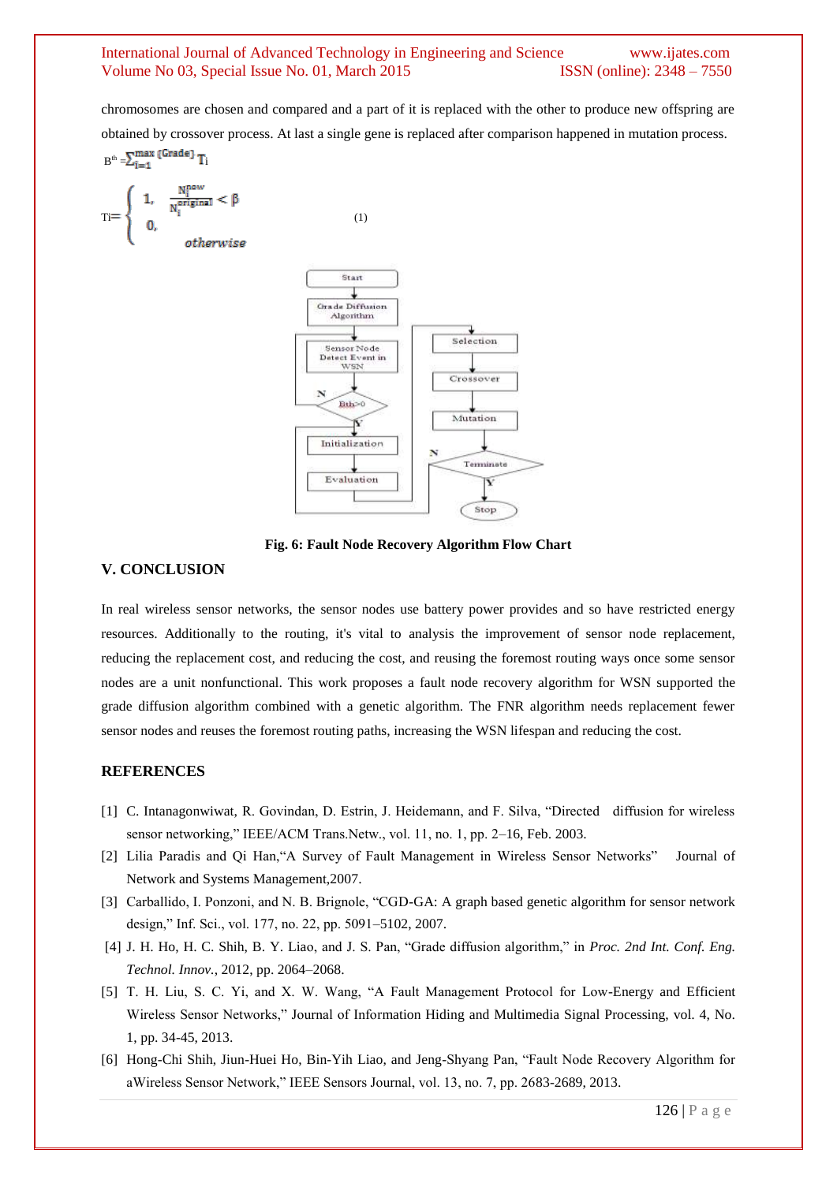chromosomes are chosen and compared and a part of it is replaced with the other to produce new offspring are obtained by crossover process. At last a single gene is replaced after comparison happened in mutation process.

$$B^{th} = \sum_{i=1}^{\max\{Grade\}} T_i$$

$$T_i = \begin{cases} 1, & \frac{N_i^{new}}{N_i^{original}} < \beta \\ 0, & otherwise \end{cases} \quad (1)$$

Start

Grade Diffusion Algorithm

Sensor Node Detect Event in WSN

Bth>0

N

Y

Initialization

Evaluation

Selection

Crossover

Mutation

Terminate

N

Y

Stop

**Fig. 6: Fault Node Recovery Algorithm Flow Chart**

## V. CONCLUSION

In real wireless sensor networks, the sensor nodes use battery power provides and so have restricted energy resources. Additionally to the routing, it's vital to analysis the improvement of sensor node replacement, reducing the replacement cost, and reducing the cost, and reusing the foremost routing ways once some sensor nodes are a unit nonfunctional. This work proposes a fault node recovery algorithm for WSN supported the grade diffusion algorithm combined with a genetic algorithm. The FNR algorithm needs replacement fewer sensor nodes and reuses the foremost routing paths, increasing the WSN lifespan and reducing the cost.

## REFERENCES

[1] C. Intanagonwiwat, R. Govindan, D. Estrin, J. Heidemann, and F. Silva, "Directed diffusion for wireless sensor networking," IEEE/ACM Trans.Netw., vol. 11, no. 1, pp. 2–16, Feb. 2003.

[2] Lilia Paradis and Qi Han,"A Survey of Fault Management in Wireless Sensor Networks" Journal of Network and Systems Management,2007.

[3] Carballido, I. Ponzoni, and N. B. Brignole, "CGD-GA: A graph based genetic algorithm for sensor network design," Inf. Sci., vol. 177, no. 22, pp. 5091–5102, 2007.

[4] J. H. Ho, H. C. Shih, B. Y. Liao, and J. S. Pan, "Grade diffusion algorithm," in *Proc. 2nd Int. Conf. Eng. Technol. Innov.*, 2012, pp. 2064–2068.

[5] T. H. Liu, S. C. Yi, and X. W. Wang, "A Fault Management Protocol for Low-Energy and Efficient Wireless Sensor Networks," Journal of Information Hiding and Multimedia Signal Processing, vol. 4, No. 1, pp. 34-45, 2013.

[6] Hong-Chi Shih, Jiun-Huei Ho, Bin-Yih Liao, and Jeng-Shyang Pan, "Fault Node Recovery Algorithm for aWireless Sensor Network," IEEE Sensors Journal, vol. 13, no. 7, pp. 2683-2689, 2013.